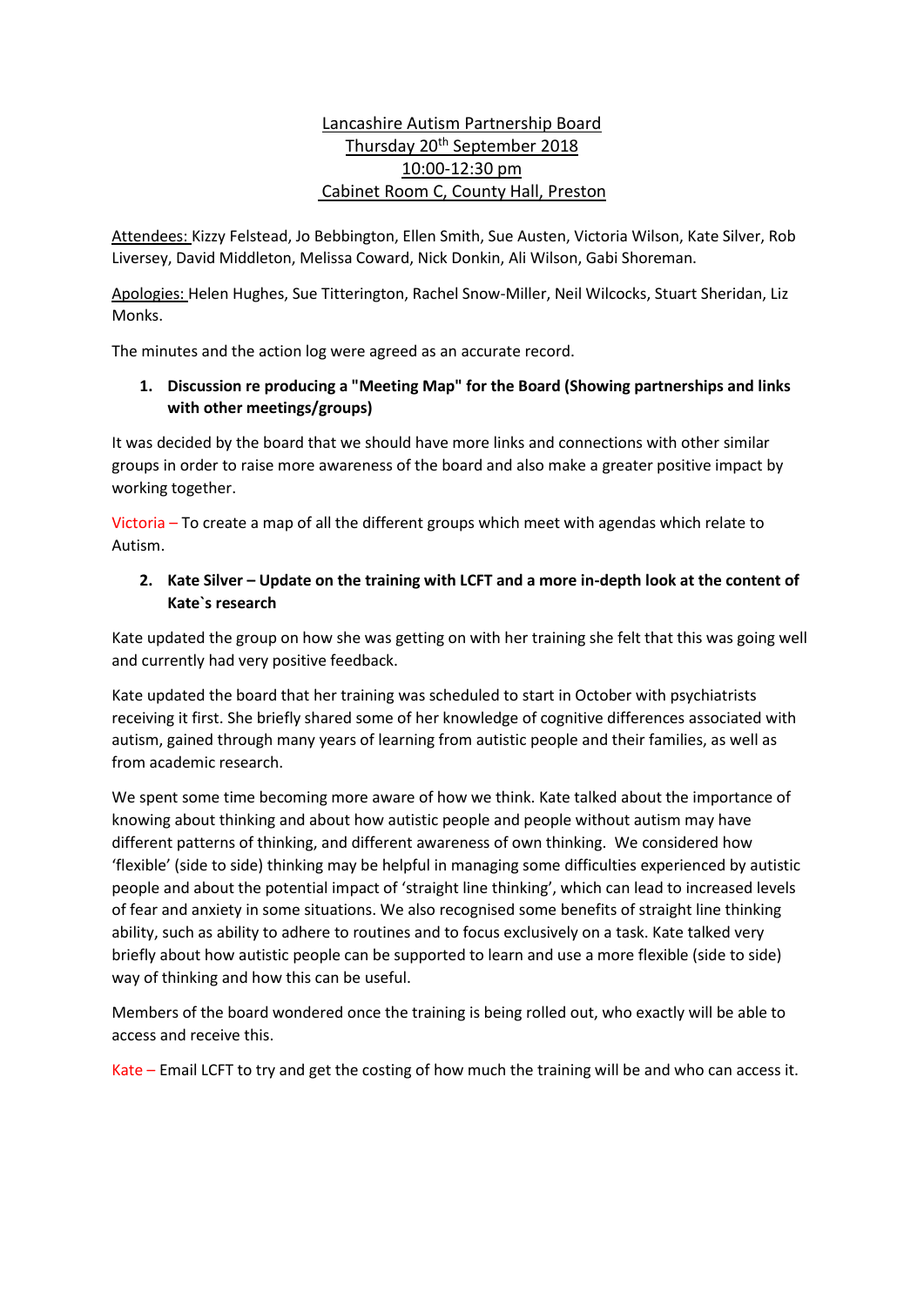Lancashire Autism Partnership Board
Thursday 20th September 2018
10:00-12:30 pm
Cabinet Room C, County Hall, Preston

Attendees: Kizzy Felstead, Jo Bebbington, Ellen Smith, Sue Austen, Victoria Wilson, Kate Silver, Rob Liversey, David Middleton, Melissa Coward, Nick Donkin, Ali Wilson, Gabi Shoreman.

Apologies: Helen Hughes, Sue Titterington, Rachel Snow-Miller, Neil Wilcocks, Stuart Sheridan, Liz Monks.

The minutes and the action log were agreed as an accurate record.

1. **Discussion re producing a "Meeting Map" for the Board (Showing partnerships and links with other meetings/groups)**

It was decided by the board that we should have more links and connections with other similar groups in order to raise more awareness of the board and also make a greater positive impact by working together.

Victoria – To create a map of all the different groups which meet with agendas which relate to Autism.

2. **Kate Silver – Update on the training with LCFT and a more in-depth look at the content of Kate`s research**

Kate updated the group on how she was getting on with her training she felt that this was going well and currently had very positive feedback.

Kate updated the board that her training was scheduled to start in October with psychiatrists receiving it first. She briefly shared some of her knowledge of cognitive differences associated with autism, gained through many years of learning from autistic people and their families, as well as from academic research.

We spent some time becoming more aware of how we think. Kate talked about the importance of knowing about thinking and about how autistic people and people without autism may have different patterns of thinking, and different awareness of own thinking. We considered how 'flexible' (side to side) thinking may be helpful in managing some difficulties experienced by autistic people and about the potential impact of 'straight line thinking', which can lead to increased levels of fear and anxiety in some situations. We also recognised some benefits of straight line thinking ability, such as ability to adhere to routines and to focus exclusively on a task. Kate talked very briefly about how autistic people can be supported to learn and use a more flexible (side to side) way of thinking and how this can be useful.

Members of the board wondered once the training is being rolled out, who exactly will be able to access and receive this.

Kate – Email LCFT to try and get the costing of how much the training will be and who can access it.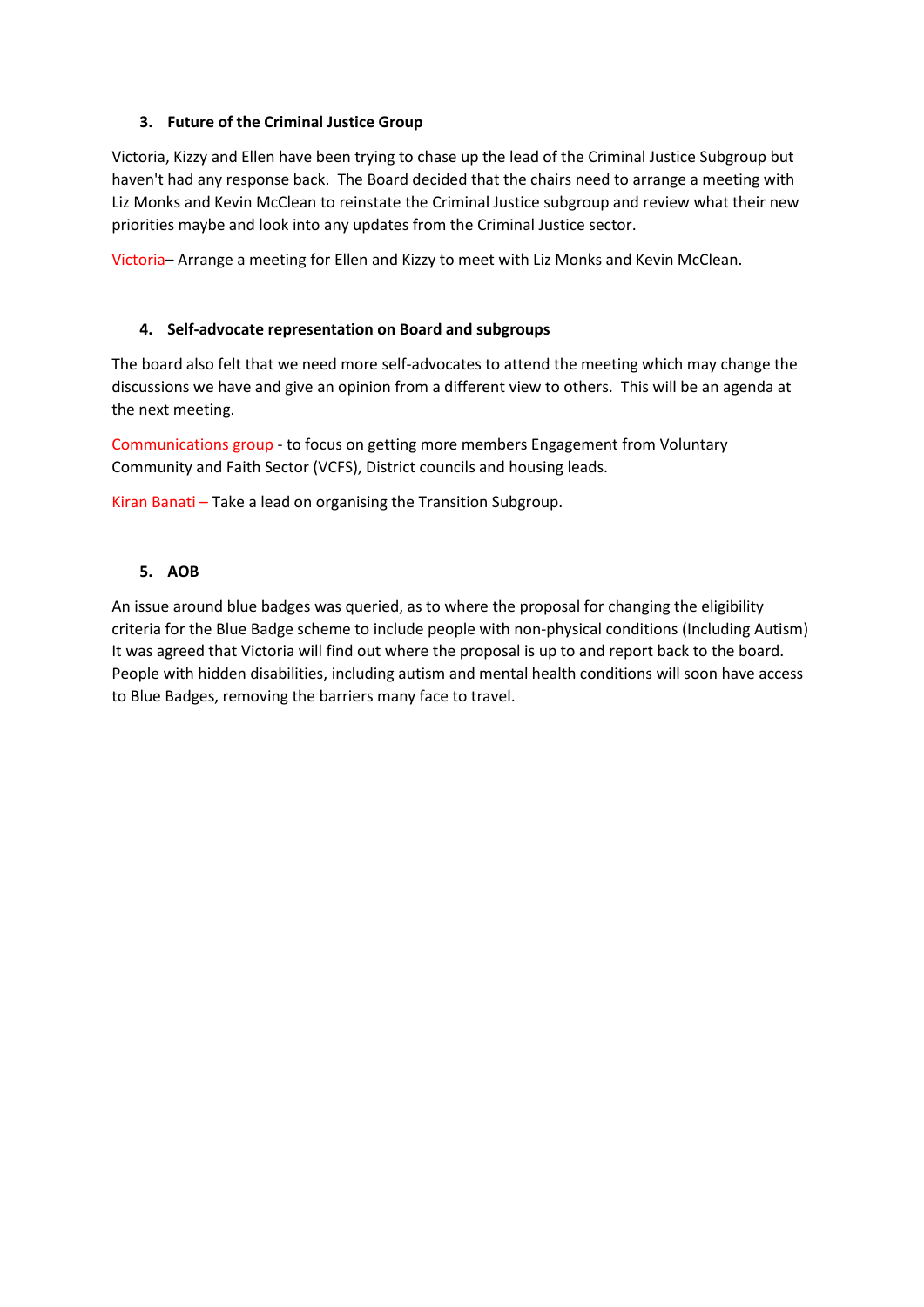### 3. Future of the Criminal Justice Group

Victoria, Kizzy and Ellen have been trying to chase up the lead of the Criminal Justice Subgroup but haven't had any response back. The Board decided that the chairs need to arrange a meeting with Liz Monks and Kevin McClean to reinstate the Criminal Justice subgroup and review what their new priorities maybe and look into any updates from the Criminal Justice sector.

Victoria– Arrange a meeting for Ellen and Kizzy to meet with Liz Monks and Kevin McClean.

### 4. Self-advocate representation on Board and subgroups

The board also felt that we need more self-advocates to attend the meeting which may change the discussions we have and give an opinion from a different view to others. This will be an agenda at the next meeting.

Communications group - to focus on getting more members Engagement from Voluntary Community and Faith Sector (VCFS), District councils and housing leads.

Kiran Banati – Take a lead on organising the Transition Subgroup.

### 5. AOB

An issue around blue badges was queried, as to where the proposal for changing the eligibility criteria for the Blue Badge scheme to include people with non-physical conditions (Including Autism) It was agreed that Victoria will find out where the proposal is up to and report back to the board. People with hidden disabilities, including autism and mental health conditions will soon have access to Blue Badges, removing the barriers many face to travel.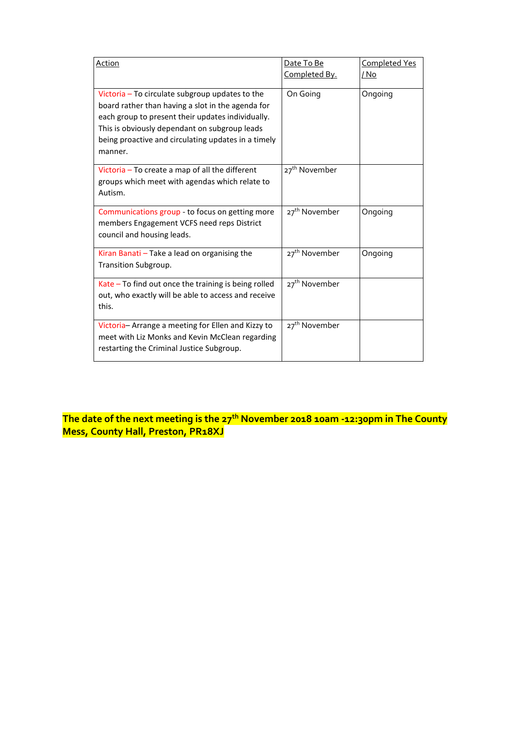| Action | Date To Be Completed By. | Completed Yes / No |
|---|---|---|
| Victoria – To circulate subgroup updates to the board rather than having a slot in the agenda for each group to present their updates individually. This is obviously dependant on subgroup leads being proactive and circulating updates in a timely manner. | On Going | Ongoing |
| Victoria – To create a map of all the different groups which meet with agendas which relate to Autism. | 27th November | |
| Communications group - to focus on getting more members Engagement VCFS need reps District council and housing leads. | 27th November | Ongoing |
| Kiran Banati – Take a lead on organising the Transition Subgroup. | 27th November | Ongoing |
| Kate – To find out once the training is being rolled out, who exactly will be able to access and receive this. | 27th November | |
| Victoria– Arrange a meeting for Ellen and Kizzy to meet with Liz Monks and Kevin McClean regarding restarting the Criminal Justice Subgroup. | 27th November | |

**The date of the next meeting is the 27th November 2018 10am -12:30pm in The County Mess, County Hall, Preston, PR18XJ**